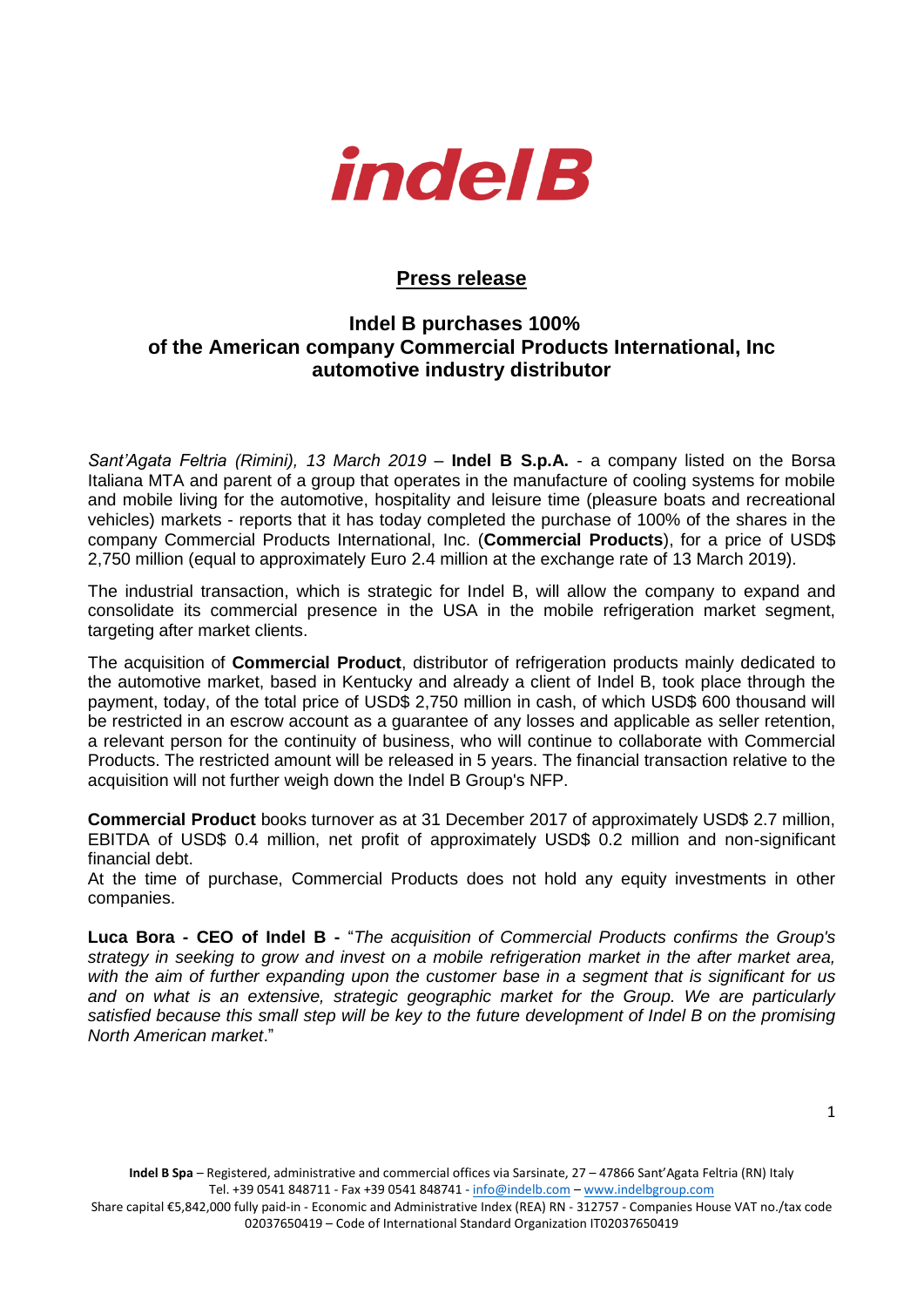indelB

## Press release

# Indel B purchases 100% of the American company Commercial Products International, Inc automotive industry distributor

*Sant'Agata Feltria (Rimini), 13 March 2019* – **Indel B S.p.A.** - a company listed on the Borsa Italiana MTA and parent of a group that operates in the manufacture of cooling systems for mobile and mobile living for the automotive, hospitality and leisure time (pleasure boats and recreational vehicles) markets - reports that it has today completed the purchase of 100% of the shares in the company Commercial Products International, Inc. (**Commercial Products**), for a price of USD$ 2,750 million (equal to approximately Euro 2.4 million at the exchange rate of 13 March 2019).

The industrial transaction, which is strategic for Indel B, will allow the company to expand and consolidate its commercial presence in the USA in the mobile refrigeration market segment, targeting after market clients.

The acquisition of **Commercial Product**, distributor of refrigeration products mainly dedicated to the automotive market, based in Kentucky and already a client of Indel B, took place through the payment, today, of the total price of USD$ 2,750 million in cash, of which USD$ 600 thousand will be restricted in an escrow account as a guarantee of any losses and applicable as seller retention, a relevant person for the continuity of business, who will continue to collaborate with Commercial Products. The restricted amount will be released in 5 years. The financial transaction relative to the acquisition will not further weigh down the Indel B Group's NFP.

**Commercial Product** books turnover as at 31 December 2017 of approximately USD$ 2.7 million, EBITDA of USD$ 0.4 million, net profit of approximately USD$ 0.2 million and non-significant financial debt.
At the time of purchase, Commercial Products does not hold any equity investments in other companies.

**Luca Bora - CEO of Indel B -** "*The acquisition of Commercial Products confirms the Group's strategy in seeking to grow and invest on a mobile refrigeration market in the after market area, with the aim of further expanding upon the customer base in a segment that is significant for us and on what is an extensive, strategic geographic market for the Group. We are particularly satisfied because this small step will be key to the future development of Indel B on the promising North American market*."

**Indel B Spa** – Registered, administrative and commercial offices via Sarsinate, 27 – 47866 Sant'Agata Feltria (RN) Italy
Tel. +39 0541 848711 - Fax +39 0541 848741 - info@indelb.com – www.indelbgroup.com
Share capital €5,842,000 fully paid-in - Economic and Administrative Index (REA) RN - 312757 - Companies House VAT no./tax code 02037650419 – Code of International Standard Organization IT02037650419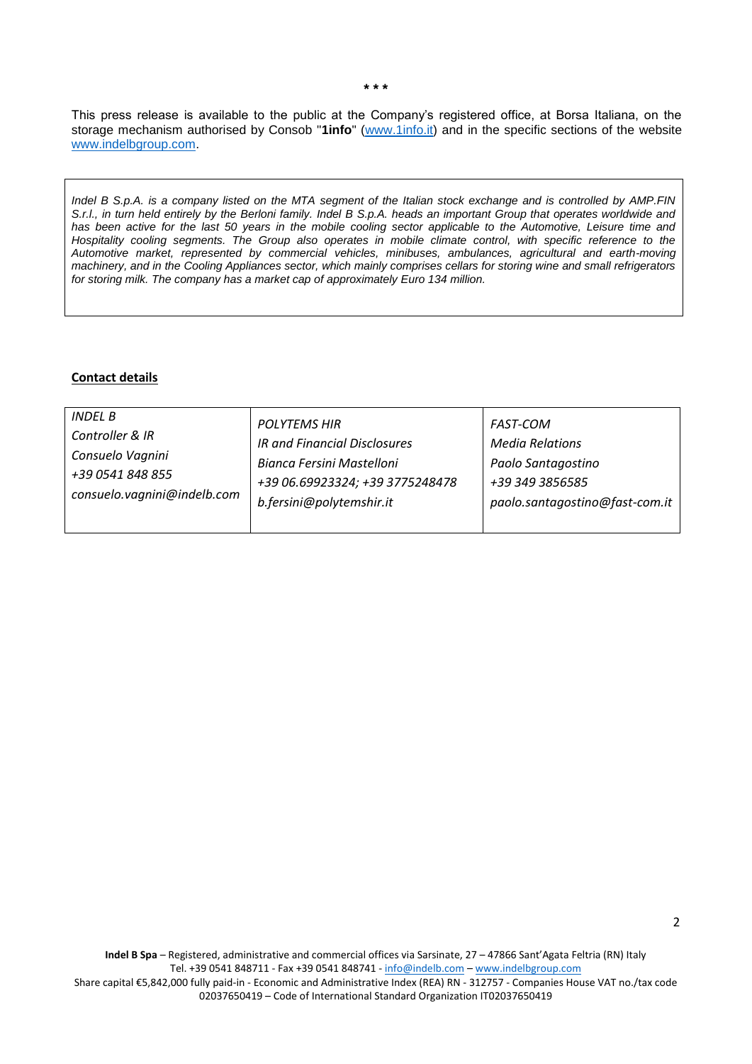\* \* \*

This press release is available to the public at the Company's registered office, at Borsa Italiana, on the storage mechanism authorised by Consob "**1info**" ([www.1info.it](http://www.1info.it)) and in the specific sections of the website [www.indelbgroup.com](http://www.indelbgroup.com).

*Indel B S.p.A. is a company listed on the MTA segment of the Italian stock exchange and is controlled by AMP.FIN S.r.l., in turn held entirely by the Berloni family. Indel B S.p.A. heads an important Group that operates worldwide and has been active for the last 50 years in the mobile cooling sector applicable to the Automotive, Leisure time and Hospitality cooling segments. The Group also operates in mobile climate control, with specific reference to the Automotive market, represented by commercial vehicles, minibuses, ambulances, agricultural and earth-moving machinery, and in the Cooling Appliances sector, which mainly comprises cellars for storing wine and small refrigerators for storing milk. The company has a market cap of approximately Euro 134 million.*

**Contact details**

| | | |
|---|---|---|
| *INDEL B*<br>*Controller & IR*<br>*Consuelo Vagnini*<br>*+39 0541 848 855*<br>*consuelo.vagnini@indelb.com* | *POLYTEMS HIR*<br>*IR and Financial Disclosures*<br>*Bianca Fersini Mastelloni*<br>*+39 06.69923324; +39 3775248478*<br>*b.fersini@polytemshir.it* | *FAST-COM*<br>*Media Relations*<br>*Paolo Santagostino*<br>*+39 349 3856585*<br>*paolo.santagostino@fast-com.it* |

**Indel B Spa** – Registered, administrative and commercial offices via Sarsinate, 27 – 47866 Sant'Agata Feltria (RN) Italy
Tel. +39 0541 848711 - Fax +39 0541 848741 - info@indelb.com – www.indelbgroup.com
Share capital €5,842,000 fully paid-in - Economic and Administrative Index (REA) RN - 312757 - Companies House VAT no./tax code 02037650419 – Code of International Standard Organization IT02037650419